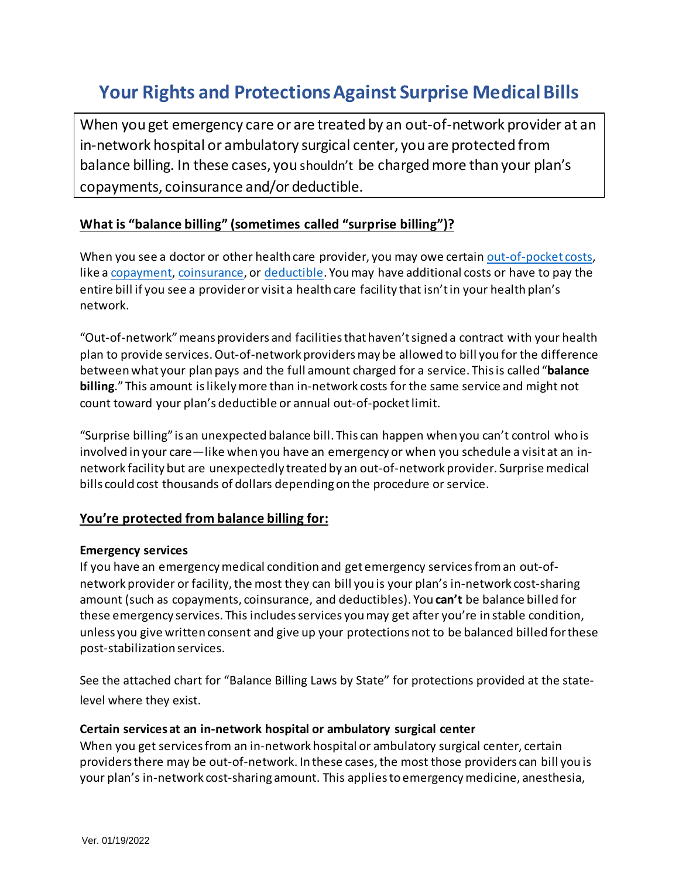# Your Rights and Protections Against Surprise Medical Bills

When you get emergency care or are treated by an out-of-network provider at an in-network hospital or ambulatory surgical center, you are protected from balance billing. In these cases, you shouldn't be charged more than your plan's copayments, coinsurance and/or deductible.

## What is "balance billing" (sometimes called "surprise billing")?

When you see a doctor or other health care provider, you may owe certain out-of-pocket costs, like a copayment, coinsurance, or deductible. You may have additional costs or have to pay the entire bill if you see a provider or visit a health care facility that isn't in your health plan's network.

"Out-of-network" means providers and facilities that haven't signed a contract with your health plan to provide services. Out-of-network providers may be allowed to bill you for the difference between what your plan pays and the full amount charged for a service. This is called "**balance billing**." This amount is likely more than in-network costs for the same service and might not count toward your plan's deductible or annual out-of-pocket limit.

"Surprise billing" is an unexpected balance bill. This can happen when you can't control who is involved in your care—like when you have an emergency or when you schedule a visit at an in-network facility but are unexpectedly treated by an out-of-network provider. Surprise medical bills could cost thousands of dollars depending on the procedure or service.

## You're protected from balance billing for:

### Emergency services

If you have an emergency medical condition and get emergency services from an out-of-network provider or facility, the most they can bill you is your plan's in-network cost-sharing amount (such as copayments, coinsurance, and deductibles). You **can't** be balance billed for these emergency services. This includes services you may get after you're in stable condition, unless you give written consent and give up your protections not to be balanced billed for these post-stabilization services.

See the attached chart for "Balance Billing Laws by State" for protections provided at the state-level where they exist.

### Certain services at an in-network hospital or ambulatory surgical center

When you get services from an in-network hospital or ambulatory surgical center, certain providers there may be out-of-network. In these cases, the most those providers can bill you is your plan's in-network cost-sharing amount. This applies to emergency medicine, anesthesia,

Ver. 01/19/2022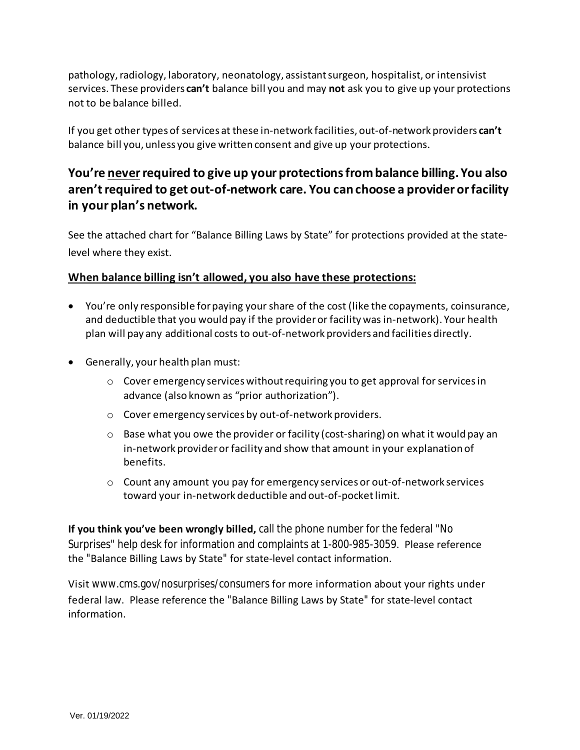pathology, radiology, laboratory, neonatology, assistant surgeon, hospitalist, or intensivist services. These providers **can't** balance bill you and may **not** ask you to give up your protections not to be balance billed.

If you get other types of services at these in-network facilities, out-of-network providers **can't** balance bill you, unless you give written consent and give up your protections.

## You're <u>never</u> required to give up your protections from balance billing. You also aren't required to get out-of-network care. You can choose a provider or facility in your plan's network.

See the attached chart for "Balance Billing Laws by State" for protections provided at the state-level where they exist.

**<u>When balance billing isn't allowed, you also have these protections:</u>**

- You're only responsible for paying your share of the cost (like the copayments, coinsurance, and deductible that you would pay if the provider or facility was in-network). Your health plan will pay any additional costs to out-of-network providers and facilities directly.
- Generally, your health plan must:
  - Cover emergency services without requiring you to get approval for services in advance (also known as "prior authorization").
  - Cover emergency services by out-of-network providers.
  - Base what you owe the provider or facility (cost-sharing) on what it would pay an in-network provider or facility and show that amount in your explanation of benefits.
  - Count any amount you pay for emergency services or out-of-network services toward your in-network deductible and out-of-pocket limit.

**If you think you've been wrongly billed,** call the phone number for the federal "No Surprises" help desk for information and complaints at 1-800-985-3059. Please reference the "Balance Billing Laws by State" for state-level contact information.

Visit www.cms.gov/nosurprises/consumers for more information about your rights under federal law. Please reference the "Balance Billing Laws by State" for state-level contact information.

Ver. 01/19/2022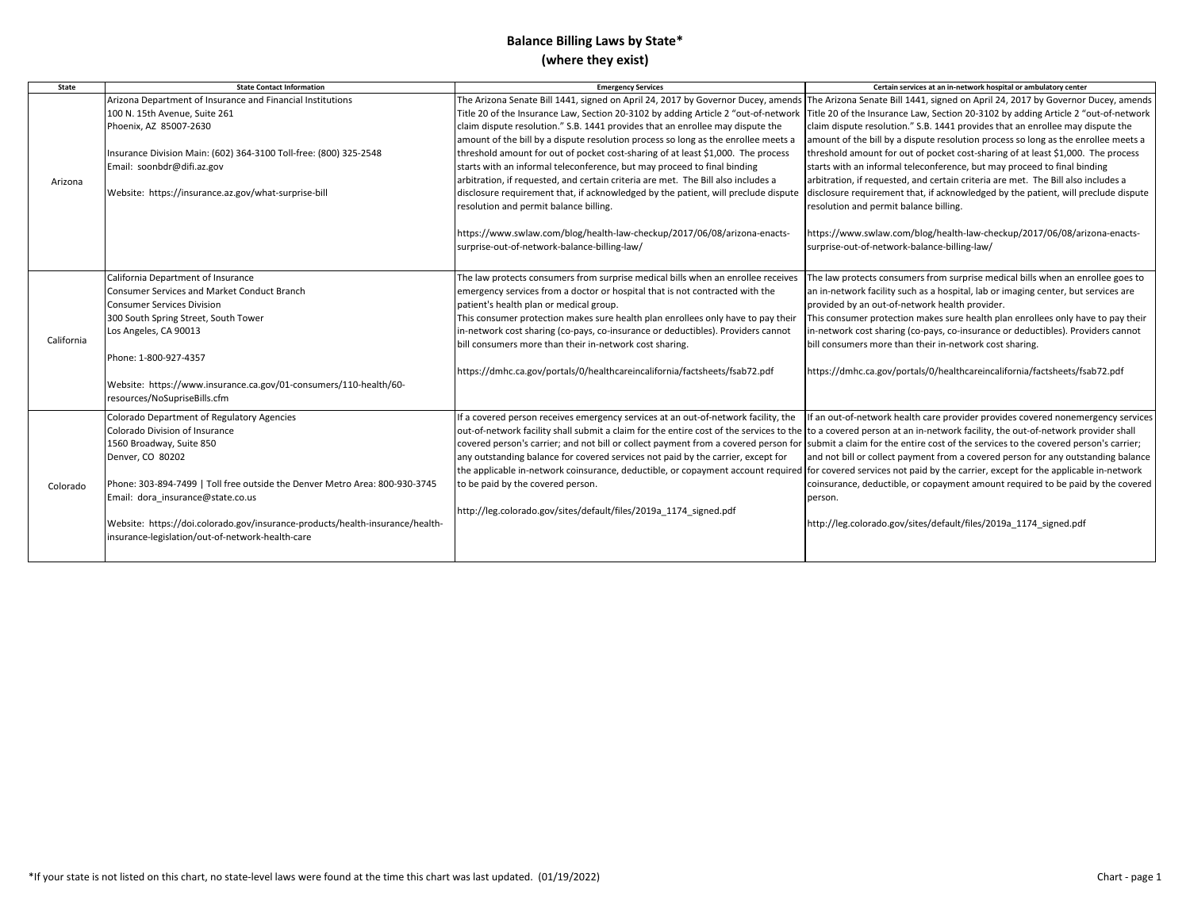# Balance Billing Laws by State*
## (where they exist)

| State | State Contact Information | Emergency Services | Certain services at an in-network hospital or ambulatory center |
|---|---|---|---|
| Arizona | Arizona Department of Insurance and Financial Institutions<br>100 N. 15th Avenue, Suite 261<br>Phoenix, AZ 85007-2630<br><br>Insurance Division Main: (602) 364-3100 Toll-free: (800) 325-2548<br>Email: soonbdr@difi.az.gov<br><br>Website: https://insurance.az.gov/what-surprise-bill | The Arizona Senate Bill 1441, signed on April 24, 2017 by Governor Ducey, amends Title 20 of the Insurance Law, Section 20-3102 by adding Article 2 "out-of-network claim dispute resolution." S.B. 1441 provides that an enrollee may dispute the amount of the bill by a dispute resolution process so long as the enrollee meets a threshold amount for out of pocket cost-sharing of at least $1,000. The process starts with an informal teleconference, but may proceed to final binding arbitration, if requested, and certain criteria are met. The Bill also includes a disclosure requirement that, if acknowledged by the patient, will preclude dispute resolution and permit balance billing.<br><br>https://www.swlaw.com/blog/health-law-checkup/2017/06/08/arizona-enacts-surprise-out-of-network-balance-billing-law/ | The Arizona Senate Bill 1441, signed on April 24, 2017 by Governor Ducey, amends Title 20 of the Insurance Law, Section 20-3102 by adding Article 2 "out-of-network claim dispute resolution." S.B. 1441 provides that an enrollee may dispute the amount of the bill by a dispute resolution process so long as the enrollee meets a threshold amount for out of pocket cost-sharing of at least $1,000. The process starts with an informal teleconference, but may proceed to final binding arbitration, if requested, and certain criteria are met. The Bill also includes a disclosure requirement that, if acknowledged by the patient, will preclude dispute resolution and permit balance billing.<br><br>https://www.swlaw.com/blog/health-law-checkup/2017/06/08/arizona-enacts-surprise-out-of-network-balance-billing-law/ |
| California | California Department of Insurance<br>Consumer Services and Market Conduct Branch<br>Consumer Services Division<br>300 South Spring Street, South Tower<br>Los Angeles, CA 90013<br><br>Phone: 1-800-927-4357<br><br>Website: https://www.insurance.ca.gov/01-consumers/110-health/60-resources/NoSupriseBills.cfm | The law protects consumers from surprise medical bills when an enrollee receives emergency services from a doctor or hospital that is not contracted with the patient's health plan or medical group.<br>This consumer protection makes sure health plan enrollees only have to pay their in-network cost sharing (co-pays, co-insurance or deductibles). Providers cannot bill consumers more than their in-network cost sharing.<br><br>https://dmhc.ca.gov/portals/0/healthcareincalifornia/factsheets/fsab72.pdf | The law protects consumers from surprise medical bills when an enrollee goes to an in-network facility such as a hospital, lab or imaging center, but services are provided by an out-of-network health provider.<br>This consumer protection makes sure health plan enrollees only have to pay their in-network cost sharing (co-pays, co-insurance or deductibles). Providers cannot bill consumers more than their in-network cost sharing.<br><br>https://dmhc.ca.gov/portals/0/healthcareincalifornia/factsheets/fsab72.pdf |
| Colorado | Colorado Department of Regulatory Agencies<br>Colorado Division of Insurance<br>1560 Broadway, Suite 850<br>Denver, CO 80202<br><br>Phone: 303-894-7499 \| Toll free outside the Denver Metro Area: 800-930-3745<br>Email: dora_insurance@state.co.us<br><br>Website: https://doi.colorado.gov/insurance-products/health-insurance/health-insurance-legislation/out-of-network-health-care | If a covered person receives emergency services at an out-of-network facility, the out-of-network facility shall submit a claim for the entire cost of the services to the covered person's carrier; and not bill or collect payment from a covered person for any outstanding balance for covered services not paid by the carrier, except for the applicable in-network coinsurance, deductible, or copayment account required to be paid by the covered person.<br><br>http://leg.colorado.gov/sites/default/files/2019a_1174_signed.pdf | If an out-of-network health care provider provides covered nonemergency services to a covered person at an in-network facility, the out-of-network provider shall submit a claim for the entire cost of the services to the covered person's carrier; and not bill or collect payment from a covered person for any outstanding balance for covered services not paid by the carrier, except for the applicable in-network coinsurance, deductible, or copayment amount required to be paid by the covered person.<br><br>http://leg.colorado.gov/sites/default/files/2019a_1174_signed.pdf |

*If your state is not listed on this chart, no state-level laws were found at the time this chart was last updated. (01/19/2022)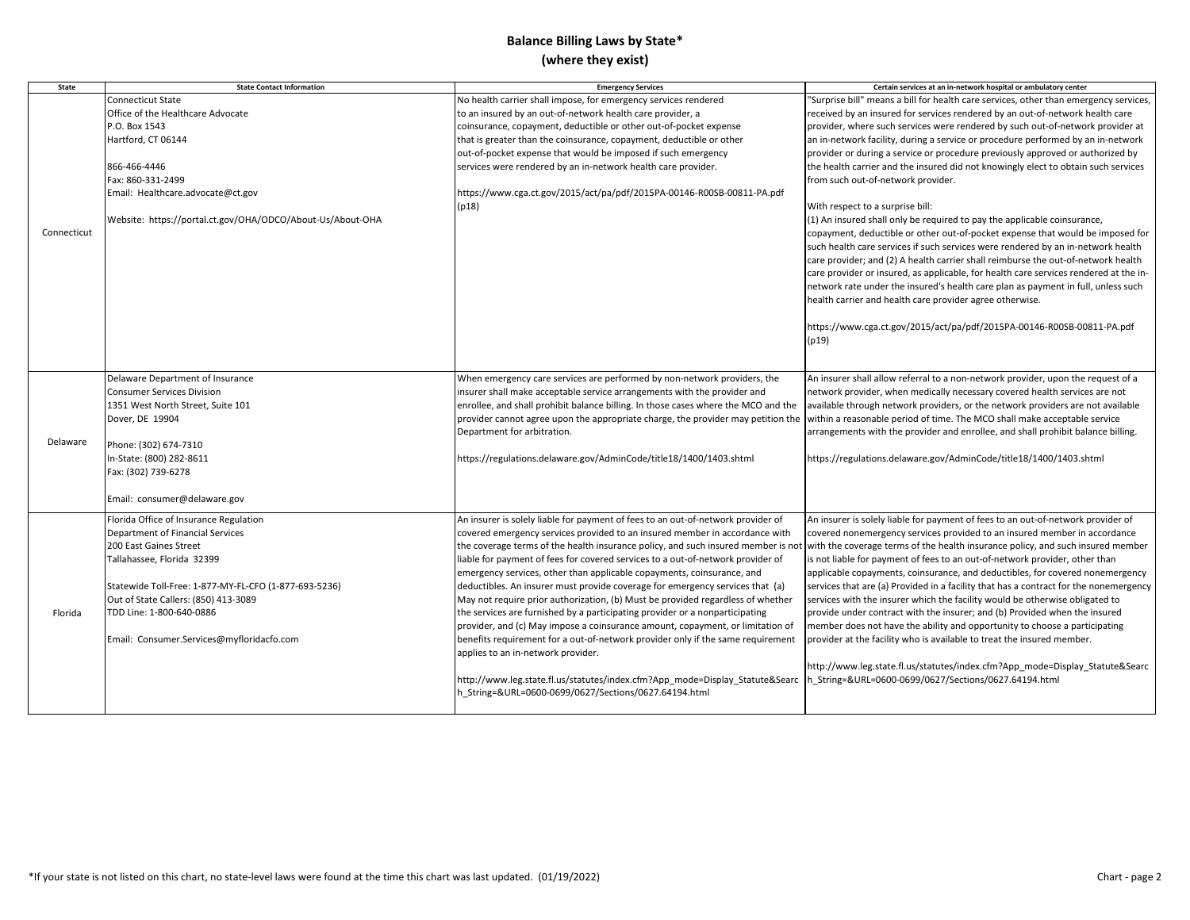# Balance Billing Laws by State*
## (where they exist)

| State | State Contact Information | Emergency Services | Certain services at an in-network hospital or ambulatory center |
|---|---|---|---|
| Connecticut | Connecticut State<br>Office of the Healthcare Advocate<br>P.O. Box 1543<br>Hartford, CT 06144<br><br>866-466-4446<br>Fax: 860-331-2499<br>Email: Healthcare.advocate@ct.gov<br><br>Website: https://portal.ct.gov/OHA/ODCO/About-Us/About-OHA | No health carrier shall impose, for emergency services rendered to an insured by an out-of-network health care provider, a coinsurance, copayment, deductible or other out-of-pocket expense that is greater than the coinsurance, copayment, deductible or other out-of-pocket expense that would be imposed if such emergency services were rendered by an in-network health care provider.<br><br>https://www.cga.ct.gov/2015/act/pa/pdf/2015PA-00146-R00SB-00811-PA.pdf (p18) | "Surprise bill" means a bill for health care services, other than emergency services, received by an insured for services rendered by an out-of-network health care provider, where such services were rendered by such out-of-network provider at an in-network facility, during a service or procedure performed by an in-network provider or during a service or procedure previously approved or authorized by the health carrier and the insured did not knowingly elect to obtain such services from such out-of-network provider.<br><br>With respect to a surprise bill:<br>(1) An insured shall only be required to pay the applicable coinsurance, copayment, deductible or other out-of-pocket expense that would be imposed for such health care services if such services were rendered by an in-network health care provider; and (2) A health carrier shall reimburse the out-of-network health care provider or insured, as applicable, for health care services rendered at the in-network rate under the insured's health care plan as payment in full, unless such health carrier and health care provider agree otherwise.<br><br>https://www.cga.ct.gov/2015/act/pa/pdf/2015PA-00146-R00SB-00811-PA.pdf (p19) |
| Delaware | Delaware Department of Insurance<br>Consumer Services Division<br>1351 West North Street, Suite 101<br>Dover, DE 19904<br><br>Phone: (302) 674-7310<br>In-State: (800) 282-8611<br>Fax: (302) 739-6278<br><br>Email: consumer@delaware.gov | When emergency care services are performed by non-network providers, the insurer shall make acceptable service arrangements with the provider and enrollee, and shall prohibit balance billing. In those cases where the MCO and the provider cannot agree upon the appropriate charge, the provider may petition the Department for arbitration.<br><br>https://regulations.delaware.gov/AdminCode/title18/1400/1403.shtml | An insurer shall allow referral to a non-network provider, upon the request of a network provider, when medically necessary covered health services are not available through network providers, or the network providers are not available within a reasonable period of time. The MCO shall make acceptable service arrangements with the provider and enrollee, and shall prohibit balance billing.<br><br>https://regulations.delaware.gov/AdminCode/title18/1400/1403.shtml |
| Florida | Florida Office of Insurance Regulation<br>Department of Financial Services<br>200 East Gaines Street<br>Tallahassee, Florida 32399<br><br>Statewide Toll-Free: 1-877-MY-FL-CFO (1-877-693-5236)<br>Out of State Callers: (850) 413-3089<br>TDD Line: 1-800-640-0886<br><br>Email: Consumer.Services@myfloridacfo.com | An insurer is solely liable for payment of fees to an out-of-network provider of covered emergency services provided to an insured member in accordance with the coverage terms of the health insurance policy, and such insured member is not liable for payment of fees for covered services to a out-of-network provider of emergency services, other than applicable copayments, coinsurance, and deductibles. An insurer must provide coverage for emergency services that (a) May not require prior authorization, (b) Must be provided regardless of whether the services are furnished by a participating provider or a nonparticipating provider, and (c) May impose a coinsurance amount, copayment, or limitation of benefits requirement for a out-of-network provider only if the same requirement applies to an in-network provider.<br><br>http://www.leg.state.fl.us/statutes/index.cfm?App_mode=Display_Statute&Search_String=&URL=0600-0699/0627/Sections/0627.64194.html | An insurer is solely liable for payment of fees to an out-of-network provider of covered nonemergency services provided to an insured member in accordance with the coverage terms of the health insurance policy, and such insured member is not liable for payment of fees to an out-of-network provider, other than applicable copayments, coinsurance, and deductibles, for covered nonemergency services that are (a) Provided in a facility that has a contract for the nonemergency services with the insurer which the facility would be otherwise obligated to provide under contract with the insurer; and (b) Provided when the insured member does not have the ability and opportunity to choose a participating provider at the facility who is available to treat the insured member.<br><br>http://www.leg.state.fl.us/statutes/index.cfm?App_mode=Display_Statute&Search_String=&URL=0600-0699/0627/Sections/0627.64194.html |

*If your state is not listed on this chart, no state-level laws were found at the time this chart was last updated. (01/19/2022)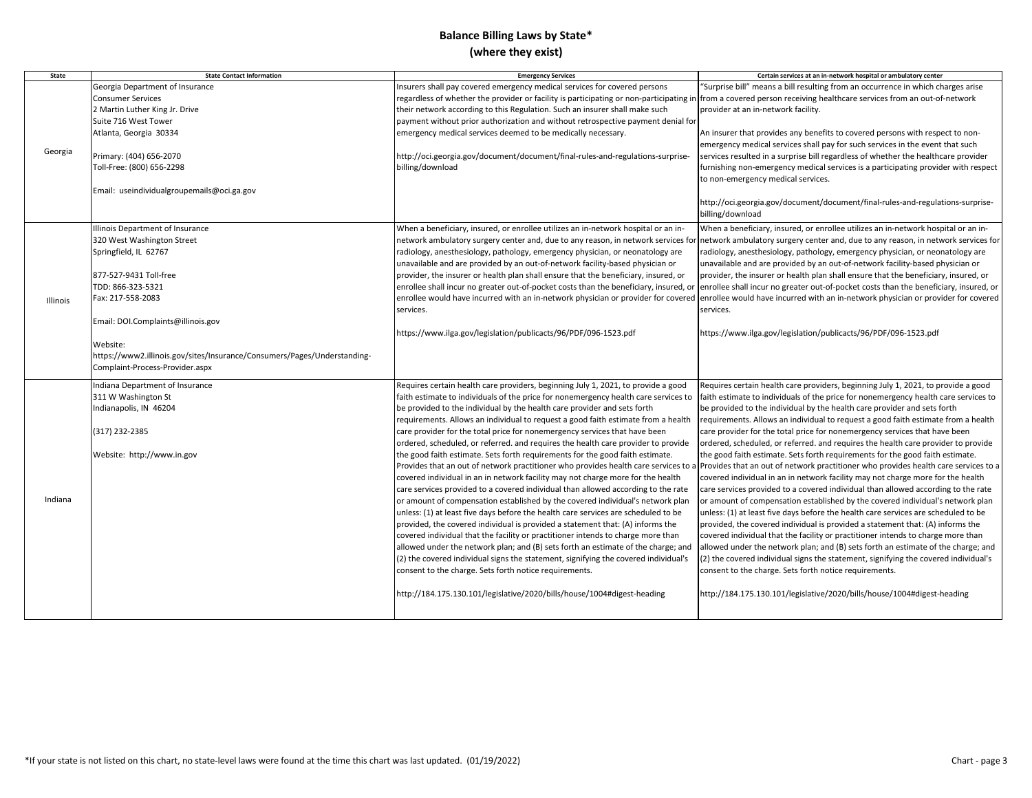# Balance Billing Laws by State*
## (where they exist)

| State | State Contact Information | Emergency Services | Certain services at an in-network hospital or ambulatory center |
|---|---|---|---|
| Georgia | Georgia Department of Insurance<br>Consumer Services<br>2 Martin Luther King Jr. Drive<br>Suite 716 West Tower<br>Atlanta, Georgia 30334<br><br>Primary: (404) 656-2070<br>Toll-Free: (800) 656-2298<br><br>Email: useindividualgroupemails@oci.ga.gov | Insurers shall pay covered emergency medical services for covered persons regardless of whether the provider or facility is participating or non-participating in their network according to this Regulation. Such an insurer shall make such payment without prior authorization and without retrospective payment denial for emergency medical services deemed to be medically necessary.<br><br>http://oci.georgia.gov/document/document/final-rules-and-regulations-surprise-billing/download | "Surprise bill" means a bill resulting from an occurrence in which charges arise from a covered person receiving healthcare services from an out-of-network provider at an in-network facility.<br><br>An insurer that provides any benefits to covered persons with respect to non-emergency medical services shall pay for such services in the event that such services resulted in a surprise bill regardless of whether the healthcare provider furnishing non-emergency medical services is a participating provider with respect to non-emergency medical services.<br><br>http://oci.georgia.gov/document/document/final-rules-and-regulations-surprise-billing/download |
| Illinois | Illinois Department of Insurance<br>320 West Washington Street<br>Springfield, IL 62767<br><br>877-527-9431 Toll-free<br>TDD: 866-323-5321<br>Fax: 217-558-2083<br><br>Email: DOI.Complaints@illinois.gov<br><br>Website:<br>https://www2.illinois.gov/sites/Insurance/Consumers/Pages/Understanding-Complaint-Process-Provider.aspx | When a beneficiary, insured, or enrollee utilizes an in-network hospital or an in-network ambulatory surgery center and, due to any reason, in network services for radiology, anesthesiology, pathology, emergency physician, or neonatology are unavailable and are provided by an out-of-network facility-based physician or provider, the insurer or health plan shall ensure that the beneficiary, insured, or enrollee shall incur no greater out-of-pocket costs than the beneficiary, insured, or enrollee would have incurred with an in-network physician or provider for covered services.<br><br>https://www.ilga.gov/legislation/publicacts/96/PDF/096-1523.pdf | When a beneficiary, insured, or enrollee utilizes an in-network hospital or an in-network ambulatory surgery center and, due to any reason, in network services for radiology, anesthesiology, pathology, emergency physician, or neonatology are unavailable and are provided by an out-of-network facility-based physician or provider, the insurer or health plan shall ensure that the beneficiary, insured, or enrollee shall incur no greater out-of-pocket costs than the beneficiary, insured, or enrollee would have incurred with an in-network physician or provider for covered services.<br><br>https://www.ilga.gov/legislation/publicacts/96/PDF/096-1523.pdf |
| Indiana | Indiana Department of Insurance<br>311 W Washington St<br>Indianapolis, IN 46204<br><br>(317) 232-2385<br><br>Website: http://www.in.gov | Requires certain health care providers, beginning July 1, 2021, to provide a good faith estimate to individuals of the price for nonemergency health care services to be provided to the individual by the health care provider and sets forth requirements. Allows an individual to request a good faith estimate from a health care provider for the total price for nonemergency services that have been ordered, scheduled, or referred. and requires the health care provider to provide the good faith estimate. Sets forth requirements for the good faith estimate. Provides that an out of network practitioner who provides health care services to a covered individual in an in network facility may not charge more for the health care services provided to a covered individual than allowed according to the rate or amount of compensation established by the covered individual's network plan unless: (1) at least five days before the health care services are scheduled to be provided, the covered individual is provided a statement that: (A) informs the covered individual that the facility or practitioner intends to charge more than allowed under the network plan; and (B) sets forth an estimate of the charge; and (2) the covered individual signs the statement, signifying the covered individual's consent to the charge. Sets forth notice requirements.<br><br>http://184.175.130.101/legislative/2020/bills/house/1004#digest-heading | Requires certain health care providers, beginning July 1, 2021, to provide a good faith estimate to individuals of the price for nonemergency health care services to be provided to the individual by the health care provider and sets forth requirements. Allows an individual to request a good faith estimate from a health care provider for the total price for nonemergency services that have been ordered, scheduled, or referred. and requires the health care provider to provide the good faith estimate. Sets forth requirements for the good faith estimate. Provides that an out of network practitioner who provides health care services to a covered individual in an in network facility may not charge more for the health care services provided to a covered individual than allowed according to the rate or amount of compensation established by the covered individual's network plan unless: (1) at least five days before the health care services are scheduled to be provided, the covered individual is provided a statement that: (A) informs the covered individual that the facility or practitioner intends to charge more than allowed under the network plan; and (B) sets forth an estimate of the charge; and (2) the covered individual signs the statement, signifying the covered individual's consent to the charge. Sets forth notice requirements.<br><br>http://184.175.130.101/legislative/2020/bills/house/1004#digest-heading |

*If your state is not listed on this chart, no state-level laws were found at the time this chart was last updated. (01/19/2022)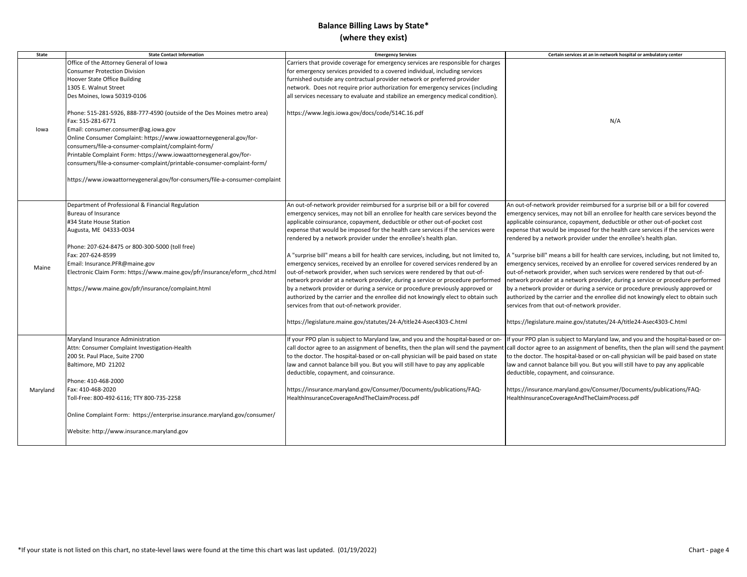# Balance Billing Laws by State*
## (where they exist)

| State | State Contact Information | Emergency Services | Certain services at an in-network hospital or ambulatory center |
|---|---|---|---|
| Iowa | Office of the Attorney General of Iowa<br>Consumer Protection Division<br>Hoover State Office Building<br>1305 E. Walnut Street<br>Des Moines, Iowa 50319-0106<br><br>Phone: 515-281-5926, 888-777-4590 (outside of the Des Moines metro area)<br>Fax: 515-281-6771<br>Email: consumer.consumer@ag.iowa.gov<br>Online Consumer Complaint: https://www.iowaattorneygeneral.gov/for-consumers/file-a-consumer-complaint/complaint-form/<br>Printable Complaint Form: https://www.iowaattorneygeneral.gov/for-consumers/file-a-consumer-complaint/printable-consumer-complaint-form/<br><br>https://www.iowaattorneygeneral.gov/for-consumers/file-a-consumer-complaint | Carriers that provide coverage for emergency services are responsible for charges for emergency services provided to a covered individual, including services furnished outside any contractual provider network or preferred provider network. Does not require prior authorization for emergency services (including all services necessary to evaluate and stabilize an emergency medical condition).<br><br>https://www.legis.iowa.gov/docs/code/514C.16.pdf | N/A |
| Maine | Department of Professional & Financial Regulation<br>Bureau of Insurance<br>#34 State House Station<br>Augusta, ME 04333-0034<br><br>Phone: 207-624-8475 or 800-300-5000 (toll free)<br>Fax: 207-624-8599<br>Email: Insurance.PFR@maine.gov<br>Electronic Claim Form: https://www.maine.gov/pfr/insurance/eform_chcd.html<br><br>https://www.maine.gov/pfr/insurance/complaint.html | An out-of-network provider reimbursed for a surprise bill or a bill for covered emergency services, may not bill an enrollee for health care services beyond the applicable coinsurance, copayment, deductible or other out-of-pocket cost expense that would be imposed for the health care services if the services were rendered by a network provider under the enrollee's health plan.<br><br>A "surprise bill" means a bill for health care services, including, but not limited to, emergency services, received by an enrollee for covered services rendered by an out-of-network provider, when such services were rendered by that out-of-network provider at a network provider, during a service or procedure performed by a network provider or during a service or procedure previously approved or authorized by the carrier and the enrollee did not knowingly elect to obtain such services from that out-of-network provider.<br><br>https://legislature.maine.gov/statutes/24-A/title24-Asec4303-C.html | An out-of-network provider reimbursed for a surprise bill or a bill for covered emergency services, may not bill an enrollee for health care services beyond the applicable coinsurance, copayment, deductible or other out-of-pocket cost expense that would be imposed for the health care services if the services were rendered by a network provider under the enrollee's health plan.<br><br>A "surprise bill" means a bill for health care services, including, but not limited to, emergency services, received by an enrollee for covered services rendered by an out-of-network provider, when such services were rendered by that out-of-network provider at a network provider, during a service or procedure performed by a network provider or during a service or procedure previously approved or authorized by the carrier and the enrollee did not knowingly elect to obtain such services from that out-of-network provider.<br><br>https://legislature.maine.gov/statutes/24-A/title24-Asec4303-C.html |
| Maryland | Maryland Insurance Administration<br>Attn: Consumer Complaint Investigation-Health<br>200 St. Paul Place, Suite 2700<br>Baltimore, MD 21202<br><br>Phone: 410-468-2000<br>Fax: 410-468-2020<br>Toll-Free: 800-492-6116; TTY 800-735-2258<br><br>Online Complaint Form: https://enterprise.insurance.maryland.gov/consumer/<br><br>Website: http://www.insurance.maryland.gov | If your PPO plan is subject to Maryland law, and you and the hospital-based or on-call doctor agree to an assignment of benefits, then the plan will send the payment to the doctor. The hospital-based or on-call physician will be paid based on state law and cannot balance bill you. But you will still have to pay any applicable deductible, copayment, and coinsurance.<br><br>https://insurance.maryland.gov/Consumer/Documents/publications/FAQ-HealthInsuranceCoverageAndTheClaimProcess.pdf | If your PPO plan is subject to Maryland law, and you and the hospital-based or on-call doctor agree to an assignment of benefits, then the plan will send the payment to the doctor. The hospital-based or on-call physician will be paid based on state law and cannot balance bill you. But you will still have to pay any applicable deductible, copayment, and coinsurance.<br><br>https://insurance.maryland.gov/Consumer/Documents/publications/FAQ-HealthInsuranceCoverageAndTheClaimProcess.pdf |

*If your state is not listed on this chart, no state-level laws were found at the time this chart was last updated. (01/19/2022)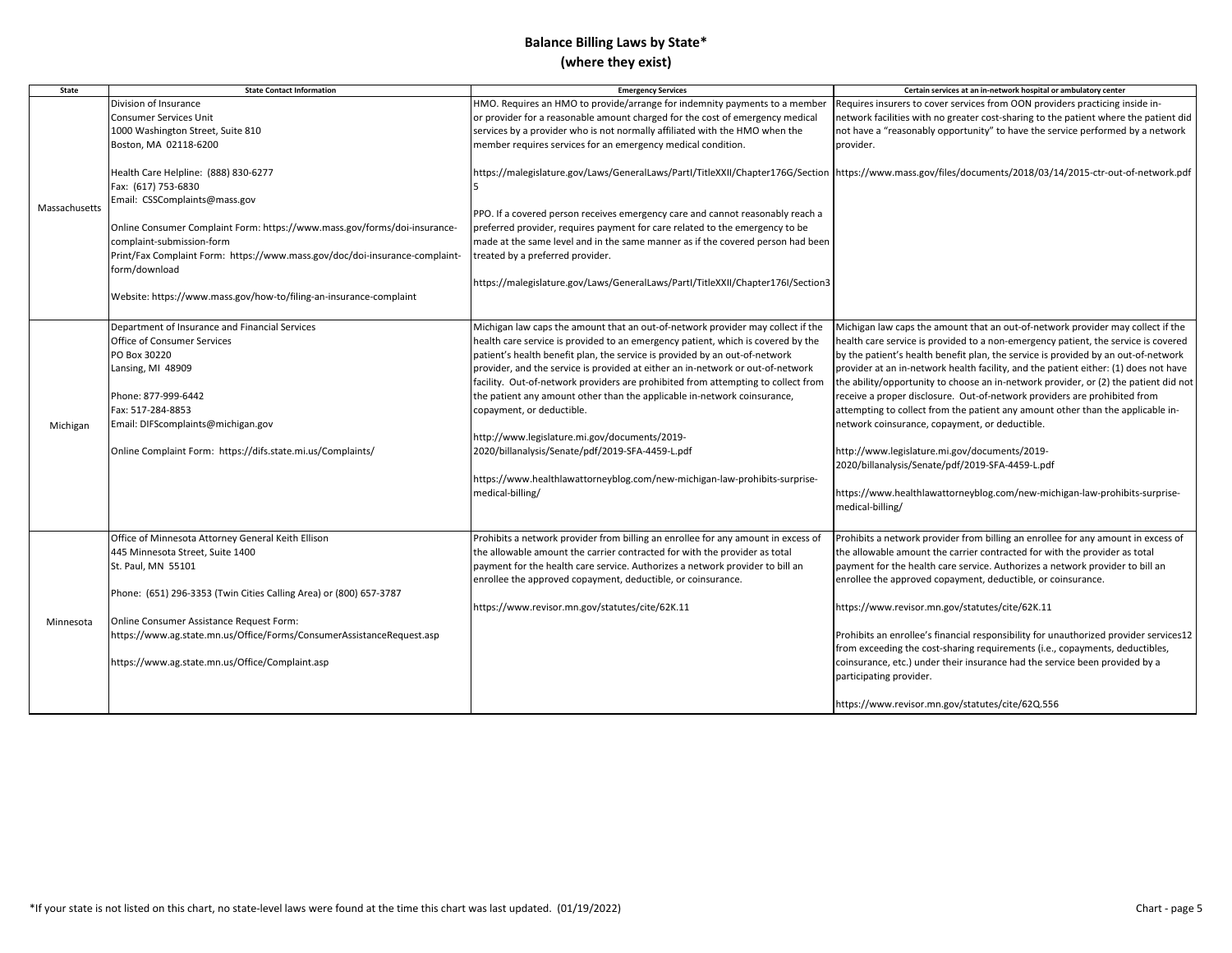# Balance Billing Laws by State*
## (where they exist)

| State | State Contact Information | Emergency Services | Certain services at an in-network hospital or ambulatory center |
|---|---|---|---|
| Massachusetts | Division of Insurance<br>Consumer Services Unit<br>1000 Washington Street, Suite 810<br>Boston, MA 02118-6200<br><br>Health Care Helpline: (888) 830-6277<br>Fax: (617) 753-6830<br>Email: CSSComplaints@mass.gov<br><br>Online Consumer Complaint Form: https://www.mass.gov/forms/doi-insurance-complaint-submission-form<br>Print/Fax Complaint Form: https://www.mass.gov/doc/doi-insurance-complaint-form/download<br><br>Website: https://www.mass.gov/how-to/filing-an-insurance-complaint | HMO. Requires an HMO to provide/arrange for indemnity payments to a member or provider for a reasonable amount charged for the cost of emergency medical services by a provider who is not normally affiliated with the HMO when the member requires services for an emergency medical condition.<br><br>https://malegislature.gov/Laws/GeneralLaws/PartI/TitleXXII/Chapter176G/Section5<br><br>PPO. If a covered person receives emergency care and cannot reasonably reach a preferred provider, requires payment for care related to the emergency to be made at the same level and in the same manner as if the covered person had been treated by a preferred provider.<br><br>https://malegislature.gov/Laws/GeneralLaws/PartI/TitleXXII/Chapter176I/Section3 | Requires insurers to cover services from OON providers practicing inside in-network facilities with no greater cost-sharing to the patient where the patient did not have a "reasonably opportunity" to have the service performed by a network provider.<br><br>https://www.mass.gov/files/documents/2018/03/14/2015-ctr-out-of-network.pdf |
| Michigan | Department of Insurance and Financial Services<br>Office of Consumer Services<br>PO Box 30220<br>Lansing, MI 48909<br><br>Phone: 877-999-6442<br>Fax: 517-284-8853<br>Email: DIFScomplaints@michigan.gov<br><br>Online Complaint Form: https://difs.state.mi.us/Complaints/ | Michigan law caps the amount that an out-of-network provider may collect if the health care service is provided to an emergency patient, which is covered by the patient's health benefit plan, the service is provided by an out-of-network provider, and the service is provided at either an in-network or out-of-network facility. Out-of-network providers are prohibited from attempting to collect from the patient any amount other than the applicable in-network coinsurance, copayment, or deductible.<br><br>http://www.legislature.mi.gov/documents/2019-2020/billanalysis/Senate/pdf/2019-SFA-4459-L.pdf<br><br>https://www.healthlawattorneyblog.com/new-michigan-law-prohibits-surprise-medical-billing/ | Michigan law caps the amount that an out-of-network provider may collect if the health care service is provided to a non-emergency patient, the service is covered by the patient's health benefit plan, the service is provided by an out-of-network provider at an in-network health facility, and the patient either: (1) does not have the ability/opportunity to choose an in-network provider, or (2) the patient did not receive a proper disclosure. Out-of-network providers are prohibited from attempting to collect from the patient any amount other than the applicable in-network coinsurance, copayment, or deductible.<br><br>http://www.legislature.mi.gov/documents/2019-2020/billanalysis/Senate/pdf/2019-SFA-4459-L.pdf<br><br>https://www.healthlawattorneyblog.com/new-michigan-law-prohibits-surprise-medical-billing/ |
| Minnesota | Office of Minnesota Attorney General Keith Ellison<br>445 Minnesota Street, Suite 1400<br>St. Paul, MN 55101<br><br>Phone: (651) 296-3353 (Twin Cities Calling Area) or (800) 657-3787<br><br>Online Consumer Assistance Request Form:<br>https://www.ag.state.mn.us/Office/Forms/ConsumerAssistanceRequest.asp<br><br>https://www.ag.state.mn.us/Office/Complaint.asp | Prohibits a network provider from billing an enrollee for any amount in excess of the allowable amount the carrier contracted for with the provider as total payment for the health care service. Authorizes a network provider to bill an enrollee the approved copayment, deductible, or coinsurance.<br><br>https://www.revisor.mn.gov/statutes/cite/62K.11 | Prohibits a network provider from billing an enrollee for any amount in excess of the allowable amount the carrier contracted for with the provider as total payment for the health care service. Authorizes a network provider to bill an enrollee the approved copayment, deductible, or coinsurance.<br><br>https://www.revisor.mn.gov/statutes/cite/62K.11<br><br>Prohibits an enrollee's financial responsibility for unauthorized provider services12 from exceeding the cost-sharing requirements (i.e., copayments, deductibles, coinsurance, etc.) under their insurance had the service been provided by a participating provider.<br><br>https://www.revisor.mn.gov/statutes/cite/62Q.556 |

*If your state is not listed on this chart, no state-level laws were found at the time this chart was last updated. (01/19/2022)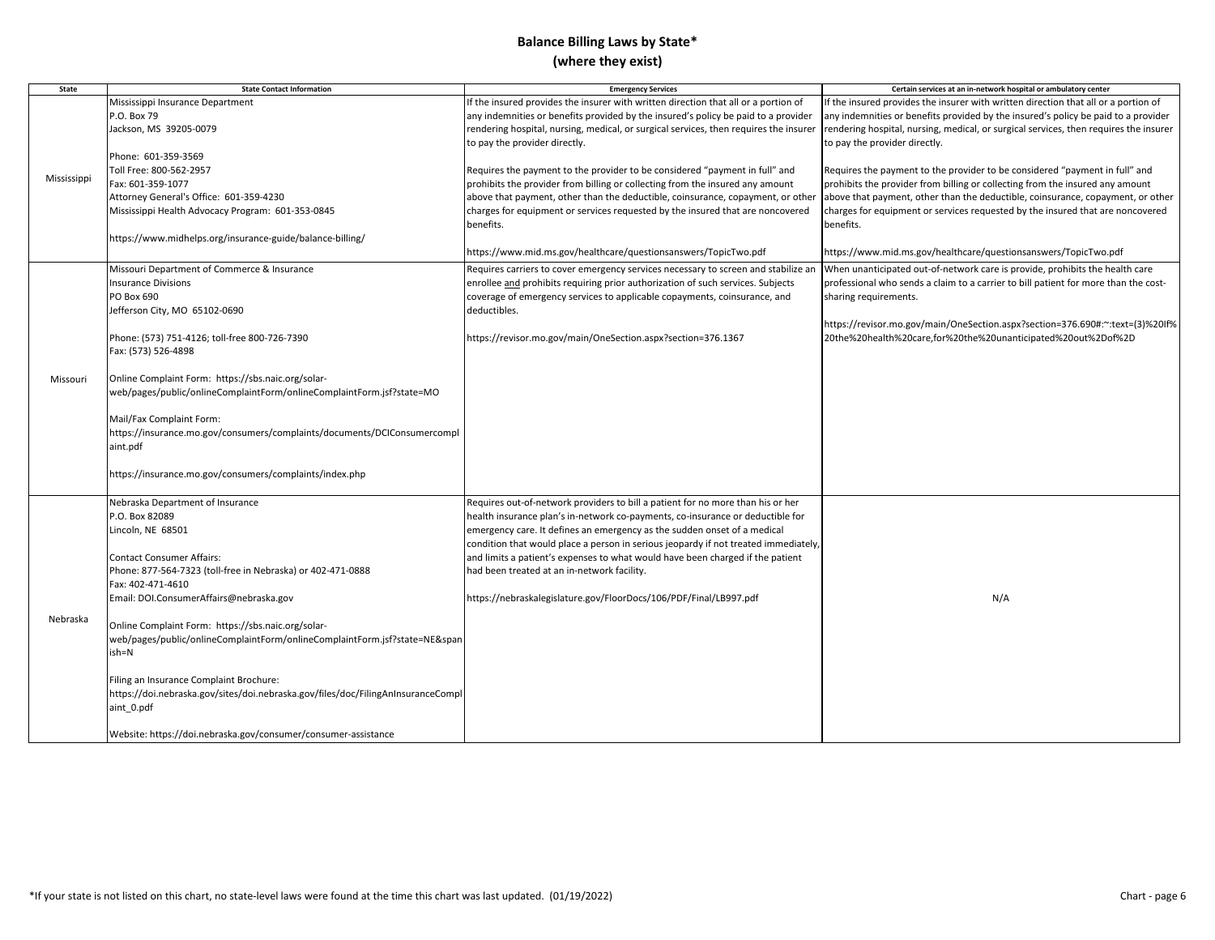# Balance Billing Laws by State*
## (where they exist)

| State | State Contact Information | Emergency Services | Certain services at an in-network hospital or ambulatory center |
|---|---|---|---|
| Mississippi | Mississippi Insurance Department<br>P.O. Box 79<br>Jackson, MS 39205-0079<br><br>Phone: 601-359-3569<br>Toll Free: 800-562-2957<br>Fax: 601-359-1077<br>Attorney General's Office: 601-359-4230<br>Mississippi Health Advocacy Program: 601-353-0845<br><br>https://www.midhelps.org/insurance-guide/balance-billing/ | If the insured provides the insurer with written direction that all or a portion of any indemnities or benefits provided by the insured's policy be paid to a provider rendering hospital, nursing, medical, or surgical services, then requires the insurer to pay the provider directly.<br><br>Requires the payment to the provider to be considered "payment in full" and prohibits the provider from billing or collecting from the insured any amount above that payment, other than the deductible, coinsurance, copayment, or other charges for equipment or services requested by the insured that are noncovered benefits.<br><br>https://www.mid.ms.gov/healthcare/questionsanswers/TopicTwo.pdf | If the insured provides the insurer with written direction that all or a portion of any indemnities or benefits provided by the insured's policy be paid to a provider rendering hospital, nursing, medical, or surgical services, then requires the insurer to pay the provider directly.<br><br>Requires the payment to the provider to be considered "payment in full" and prohibits the provider from billing or collecting from the insured any amount above that payment, other than the deductible, coinsurance, copayment, or other charges for equipment or services requested by the insured that are noncovered benefits.<br><br>https://www.mid.ms.gov/healthcare/questionsanswers/TopicTwo.pdf |
| Missouri | Missouri Department of Commerce & Insurance<br>Insurance Divisions<br>PO Box 690<br>Jefferson City, MO 65102-0690<br><br>Phone: (573) 751-4126; toll-free 800-726-7390<br>Fax: (573) 526-4898<br><br>Online Complaint Form: https://sbs.naic.org/solar-web/pages/public/onlineComplaintForm/onlineComplaintForm.jsf?state=MO<br><br>Mail/Fax Complaint Form:<br>https://insurance.mo.gov/consumers/complaints/documents/DCIConsumercomplaint.pdf<br><br>https://insurance.mo.gov/consumers/complaints/index.php | Requires carriers to cover emergency services necessary to screen and stabilize an enrollee and prohibits requiring prior authorization of such services. Subjects coverage of emergency services to applicable copayments, coinsurance, and deductibles.<br><br>https://revisor.mo.gov/main/OneSection.aspx?section=376.1367 | When unanticipated out-of-network care is provide, prohibits the health care professional who sends a claim to a carrier to bill patient for more than the cost-sharing requirements.<br><br>https://revisor.mo.gov/main/OneSection.aspx?section=376.690#:~:text=(3)%20If%20the%20health%20care,for%20the%20unanticipated%20out%2Dof%2D |
| Nebraska | Nebraska Department of Insurance<br>P.O. Box 82089<br>Lincoln, NE 68501<br><br>Contact Consumer Affairs:<br>Phone: 877-564-7323 (toll-free in Nebraska) or 402-471-0888<br>Fax: 402-471-4610<br>Email: DOI.ConsumerAffairs@nebraska.gov<br><br>Online Complaint Form: https://sbs.naic.org/solar-web/pages/public/onlineComplaintForm/onlineComplaintForm.jsf?state=NE&spanish=N<br><br>Filing an Insurance Complaint Brochure:<br>https://doi.nebraska.gov/sites/doi.nebraska.gov/files/doc/FilingAnInsuranceComplaint_0.pdf<br><br>Website: https://doi.nebraska.gov/consumer/consumer-assistance | Requires out-of-network providers to bill a patient for no more than his or her health insurance plan's in-network co-payments, co-insurance or deductible for emergency care. It defines an emergency as the sudden onset of a medical condition that would place a person in serious jeopardy if not treated immediately, and limits a patient's expenses to what would have been charged if the patient had been treated at an in-network facility.<br><br>https://nebraskalegislature.gov/FloorDocs/106/PDF/Final/LB997.pdf | N/A |

*If your state is not listed on this chart, no state-level laws were found at the time this chart was last updated. (01/19/2022)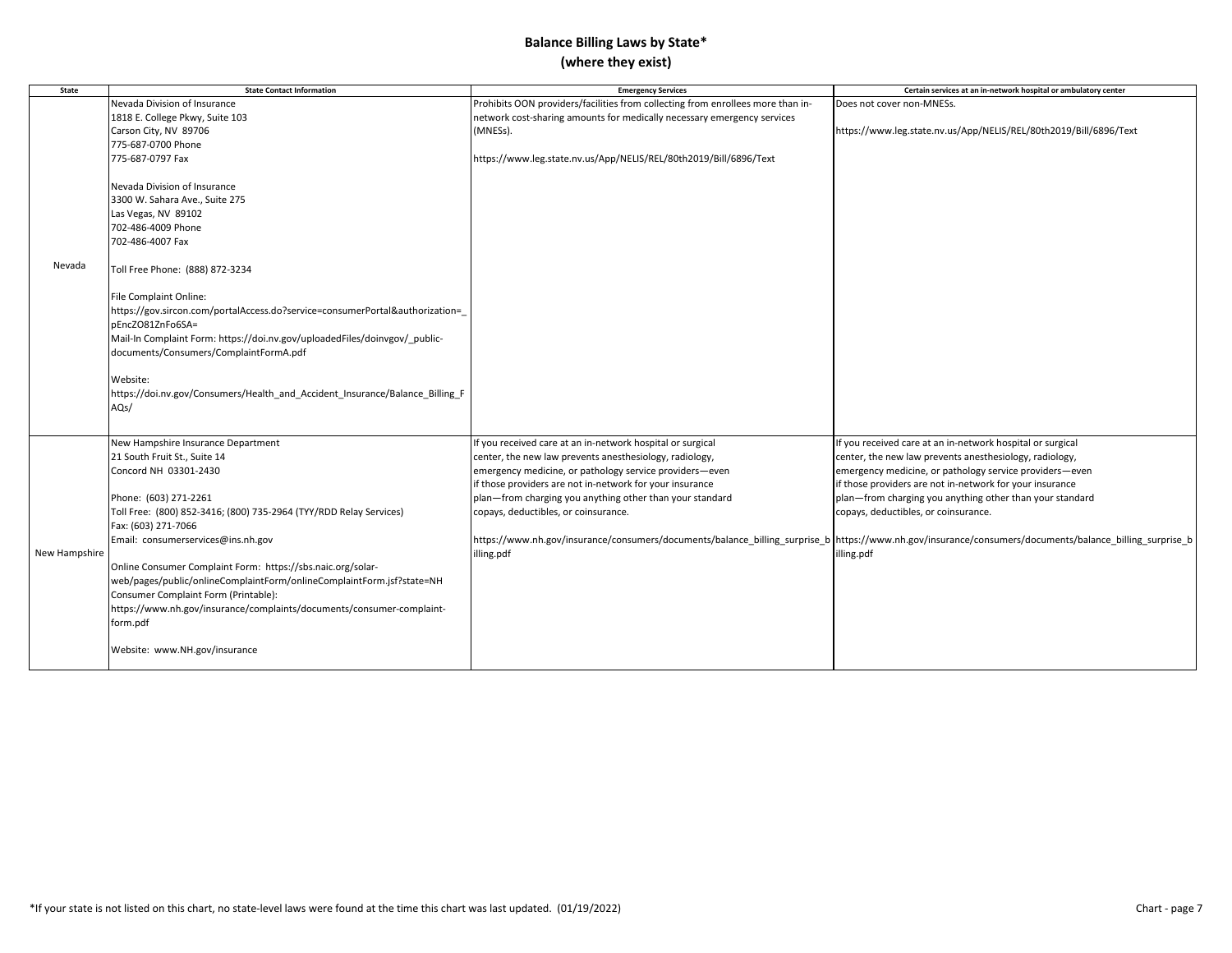# Balance Billing Laws by State*
## (where they exist)

| State | State Contact Information | Emergency Services | Certain services at an in-network hospital or ambulatory center |
|---|---|---|---|
| Nevada | Nevada Division of Insurance<br>1818 E. College Pkwy, Suite 103<br>Carson City, NV 89706<br>775-687-0700 Phone<br>775-687-0797 Fax<br><br>Nevada Division of Insurance<br>3300 W. Sahara Ave., Suite 275<br>Las Vegas, NV 89102<br>702-486-4009 Phone<br>702-486-4007 Fax<br><br>Toll Free Phone: (888) 872-3234<br><br>File Complaint Online:<br>https://gov.sircon.com/portalAccess.do?service=consumerPortal&authorization=_pEncZO81ZnFo6SA=<br>Mail-In Complaint Form: https://doi.nv.gov/uploadedFiles/doinvgov/_public-documents/Consumers/ComplaintFormA.pdf<br><br>Website:<br>https://doi.nv.gov/Consumers/Health_and_Accident_Insurance/Balance_Billing_FAQs/ | Prohibits OON providers/facilities from collecting from enrollees more than in-network cost-sharing amounts for medically necessary emergency services (MNESs).<br><br>https://www.leg.state.nv.us/App/NELIS/REL/80th2019/Bill/6896/Text | Does not cover non-MNESs.<br><br>https://www.leg.state.nv.us/App/NELIS/REL/80th2019/Bill/6896/Text |
| New Hampshire | New Hampshire Insurance Department<br>21 South Fruit St., Suite 14<br>Concord NH 03301-2430<br><br>Phone: (603) 271-2261<br>Toll Free: (800) 852-3416; (800) 735-2964 (TYY/RDD Relay Services)<br>Fax: (603) 271-7066<br>Email: consumerservices@ins.nh.gov<br><br>Online Consumer Complaint Form: https://sbs.naic.org/solar-web/pages/public/onlineComplaintForm/onlineComplaintForm.jsf?state=NH<br>Consumer Complaint Form (Printable):<br>https://www.nh.gov/insurance/complaints/documents/consumer-complaint-form.pdf<br><br>Website: www.NH.gov/insurance | If you received care at an in-network hospital or surgical center, the new law prevents anesthesiology, radiology, emergency medicine, or pathology service providers—even if those providers are not in-network for your insurance plan—from charging you anything other than your standard copays, deductibles, or coinsurance.<br><br>https://www.nh.gov/insurance/consumers/documents/balance_billing_surprise_billing.pdf | If you received care at an in-network hospital or surgical center, the new law prevents anesthesiology, radiology, emergency medicine, or pathology service providers—even if those providers are not in-network for your insurance plan—from charging you anything other than your standard copays, deductibles, or coinsurance.<br><br>https://www.nh.gov/insurance/consumers/documents/balance_billing_surprise_billing.pdf |

*If your state is not listed on this chart, no state-level laws were found at the time this chart was last updated. (01/19/2022)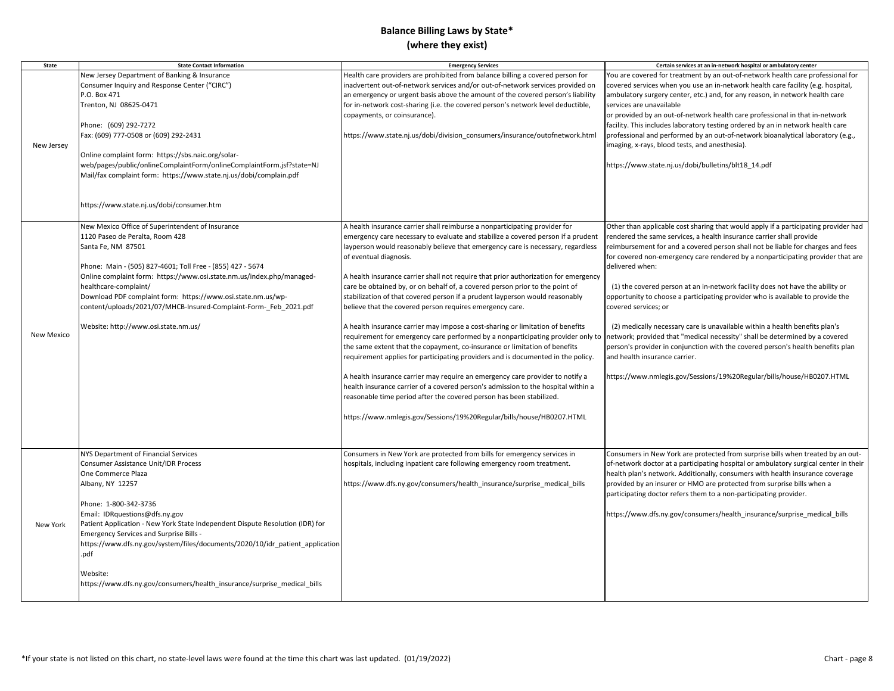# Balance Billing Laws by State*
# (where they exist)

| State | State Contact Information | Emergency Services | Certain services at an in-network hospital or ambulatory center |
|---|---|---|---|
| New Jersey | New Jersey Department of Banking & Insurance<br>Consumer Inquiry and Response Center ("CIRC")<br>P.O. Box 471<br>Trenton, NJ 08625-0471<br><br>Phone: (609) 292-7272<br>Fax: (609) 777-0508 or (609) 292-2431<br><br>Online complaint form: https://sbs.naic.org/solar-web/pages/public/onlineComplaintForm/onlineComplaintForm.jsf?state=NJ<br>Mail/fax complaint form: https://www.state.nj.us/dobi/complain.pdf<br><br>https://www.state.nj.us/dobi/consumer.htm | Health care providers are prohibited from balance billing a covered person for inadvertent out-of-network services and/or out-of-network services provided on an emergency or urgent basis above the amount of the covered person's liability for in-network cost-sharing (i.e. the covered person's network level deductible, copayments, or coinsurance).<br><br>https://www.state.nj.us/dobi/division_consumers/insurance/outofnetwork.html | You are covered for treatment by an out-of-network health care professional for covered services when you use an in-network health care facility (e.g. hospital, ambulatory surgery center, etc.) and, for any reason, in network health care services are unavailable<br>or provided by an out-of-network health care professional in that in-network facility. This includes laboratory testing ordered by an in network health care professional and performed by an out-of-network bioanalytical laboratory (e.g., imaging, x-rays, blood tests, and anesthesia).<br><br>https://www.state.nj.us/dobi/bulletins/blt18_14.pdf |
| New Mexico | New Mexico Office of Superintendent of Insurance<br>1120 Paseo de Peralta, Room 428<br>Santa Fe, NM 87501<br><br>Phone: Main - (505) 827-4601; Toll Free - (855) 427 - 5674<br>Online complaint form: https://www.osi.state.nm.us/index.php/managed-healthcare-complaint/<br>Download PDF complaint form: https://www.osi.state.nm.us/wp-content/uploads/2021/07/MHCB-Insured-Complaint-Form-_Feb_2021.pdf<br><br>Website: http://www.osi.state.nm.us/ | A health insurance carrier shall reimburse a nonparticipating provider for emergency care necessary to evaluate and stabilize a covered person if a prudent layperson would reasonably believe that emergency care is necessary, regardless of eventual diagnosis.<br><br>A health insurance carrier shall not require that prior authorization for emergency care be obtained by, or on behalf of, a covered person prior to the point of stabilization of that covered person if a prudent layperson would reasonably believe that the covered person requires emergency care.<br><br>A health insurance carrier may impose a cost-sharing or limitation of benefits requirement for emergency care performed by a nonparticipating provider only to the same extent that the copayment, co-insurance or limitation of benefits requirement applies for participating providers and is documented in the policy.<br><br>A health insurance carrier may require an emergency care provider to notify a health insurance carrier of a covered person's admission to the hospital within a reasonable time period after the covered person has been stabilized.<br><br>https://www.nmlegis.gov/Sessions/19%20Regular/bills/house/HB0207.HTML | Other than applicable cost sharing that would apply if a participating provider had rendered the same services, a health insurance carrier shall provide reimbursement for and a covered person shall not be liable for charges and fees for covered non-emergency care rendered by a nonparticipating provider that are delivered when:<br><br>(1) the covered person at an in-network facility does not have the ability or opportunity to choose a participating provider who is available to provide the covered services; or<br><br>(2) medically necessary care is unavailable within a health benefits plan's network; provided that "medical necessity" shall be determined by a covered person's provider in conjunction with the covered person's health benefits plan and health insurance carrier.<br><br>https://www.nmlegis.gov/Sessions/19%20Regular/bills/house/HB0207.HTML |
| New York | NYS Department of Financial Services<br>Consumer Assistance Unit/IDR Process<br>One Commerce Plaza<br>Albany, NY 12257<br><br>Phone: 1-800-342-3736<br>Email: IDRquestions@dfs.ny.gov<br>Patient Application - New York State Independent Dispute Resolution (IDR) for Emergency Services and Surprise Bills - https://www.dfs.ny.gov/system/files/documents/2020/10/idr_patient_application.pdf<br><br>Website: https://www.dfs.ny.gov/consumers/health_insurance/surprise_medical_bills | Consumers in New York are protected from bills for emergency services in hospitals, including inpatient care following emergency room treatment.<br><br>https://www.dfs.ny.gov/consumers/health_insurance/surprise_medical_bills | Consumers in New York are protected from surprise bills when treated by an out-of-network doctor at a participating hospital or ambulatory surgical center in their health plan's network. Additionally, consumers with health insurance coverage provided by an insurer or HMO are protected from surprise bills when a participating doctor refers them to a non-participating provider.<br><br>https://www.dfs.ny.gov/consumers/health_insurance/surprise_medical_bills |

*If your state is not listed on this chart, no state-level laws were found at the time this chart was last updated. (01/19/2022)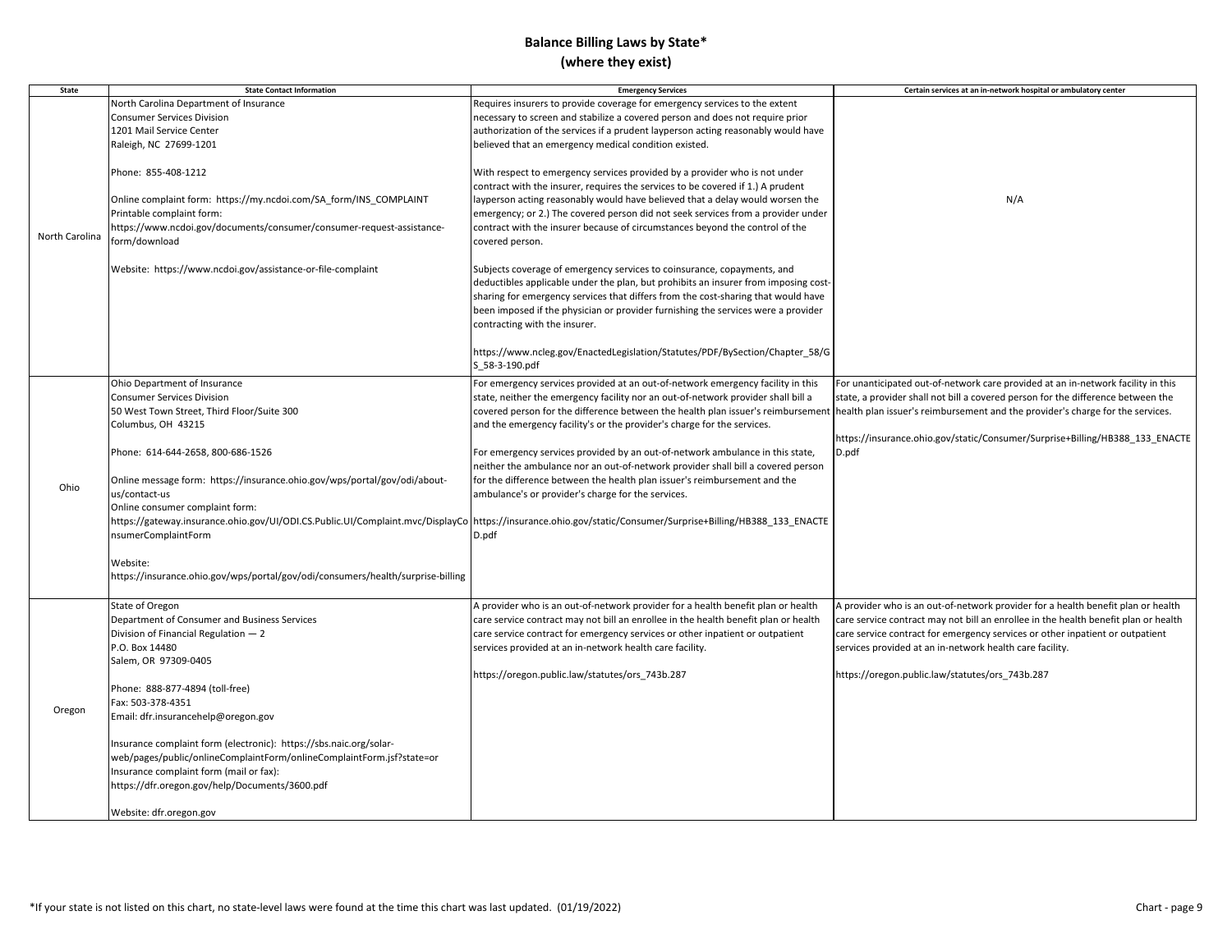# Balance Billing Laws by State*
## (where they exist)

| State | State Contact Information | Emergency Services | Certain services at an in-network hospital or ambulatory center |
|---|---|---|---|
| North Carolina | North Carolina Department of Insurance<br>Consumer Services Division<br>1201 Mail Service Center<br>Raleigh, NC 27699-1201<br><br>Phone: 855-408-1212<br><br>Online complaint form: https://my.ncdoi.com/SA_form/INS_COMPLAINT<br>Printable complaint form: https://www.ncdoi.gov/documents/consumer/consumer-request-assistance-form/download<br><br>Website: https://www.ncdoi.gov/assistance-or-file-complaint | Requires insurers to provide coverage for emergency services to the extent necessary to screen and stabilize a covered person and does not require prior authorization of the services if a prudent layperson acting reasonably would have believed that an emergency medical condition existed.<br><br>With respect to emergency services provided by a provider who is not under contract with the insurer, requires the services to be covered if 1.) A prudent layperson acting reasonably would have believed that a delay would worsen the emergency; or 2.) The covered person did not seek services from a provider under contract with the insurer because of circumstances beyond the control of the covered person.<br><br>Subjects coverage of emergency services to coinsurance, copayments, and deductibles applicable under the plan, but prohibits an insurer from imposing cost-sharing for emergency services that differs from the cost-sharing that would have been imposed if the physician or provider furnishing the services were a provider contracting with the insurer.<br><br>https://www.ncleg.gov/EnactedLegislation/Statutes/PDF/BySection/Chapter_58/GS_58-3-190.pdf | N/A |
| Ohio | Ohio Department of Insurance<br>Consumer Services Division<br>50 West Town Street, Third Floor/Suite 300<br>Columbus, OH 43215<br><br>Phone: 614-644-2658, 800-686-1526<br><br>Online message form: https://insurance.ohio.gov/wps/portal/gov/odi/about-us/contact-us<br>Online consumer complaint form: https://gateway.insurance.ohio.gov/UI/ODI.CS.Public.UI/Complaint.mvc/DisplayConsumerComplaintForm<br><br>Website: https://insurance.ohio.gov/wps/portal/gov/odi/consumers/health/surprise-billing | For emergency services provided at an out-of-network emergency facility in this state, neither the emergency facility nor an out-of-network provider shall bill a covered person for the difference between the health plan issuer's reimbursement and the emergency facility's or the provider's charge for the services.<br><br>For emergency services provided by an out-of-network ambulance in this state, neither the ambulance nor an out-of-network provider shall bill a covered person for the difference between the health plan issuer's reimbursement and the ambulance's or provider's charge for the services.<br><br>https://insurance.ohio.gov/static/Consumer/Surprise+Billing/HB388_133_ENACTED.pdf | For unanticipated out-of-network care provided at an in-network facility in this state, a provider shall not bill a covered person for the difference between the health plan issuer's reimbursement and the provider's charge for the services.<br><br>https://insurance.ohio.gov/static/Consumer/Surprise+Billing/HB388_133_ENACTED.pdf |
| Oregon | State of Oregon<br>Department of Consumer and Business Services<br>Division of Financial Regulation — 2<br>P.O. Box 14480<br>Salem, OR 97309-0405<br><br>Phone: 888-877-4894 (toll-free)<br>Fax: 503-378-4351<br>Email: dfr.insurancehelp@oregon.gov<br><br>Insurance complaint form (electronic): https://sbs.naic.org/solar-web/pages/public/onlineComplaintForm/onlineComplaintForm.jsf?state=or<br>Insurance complaint form (mail or fax): https://dfr.oregon.gov/help/Documents/3600.pdf<br><br>Website: dfr.oregon.gov | A provider who is an out-of-network provider for a health benefit plan or health care service contract may not bill an enrollee in the health benefit plan or health care service contract for emergency services or other inpatient or outpatient services provided at an in-network health care facility.<br><br>https://oregon.public.law/statutes/ors_743b.287 | A provider who is an out-of-network provider for a health benefit plan or health care service contract may not bill an enrollee in the health benefit plan or health care service contract for emergency services or other inpatient or outpatient services provided at an in-network health care facility.<br><br>https://oregon.public.law/statutes/ors_743b.287 |

*If your state is not listed on this chart, no state-level laws were found at the time this chart was last updated. (01/19/2022)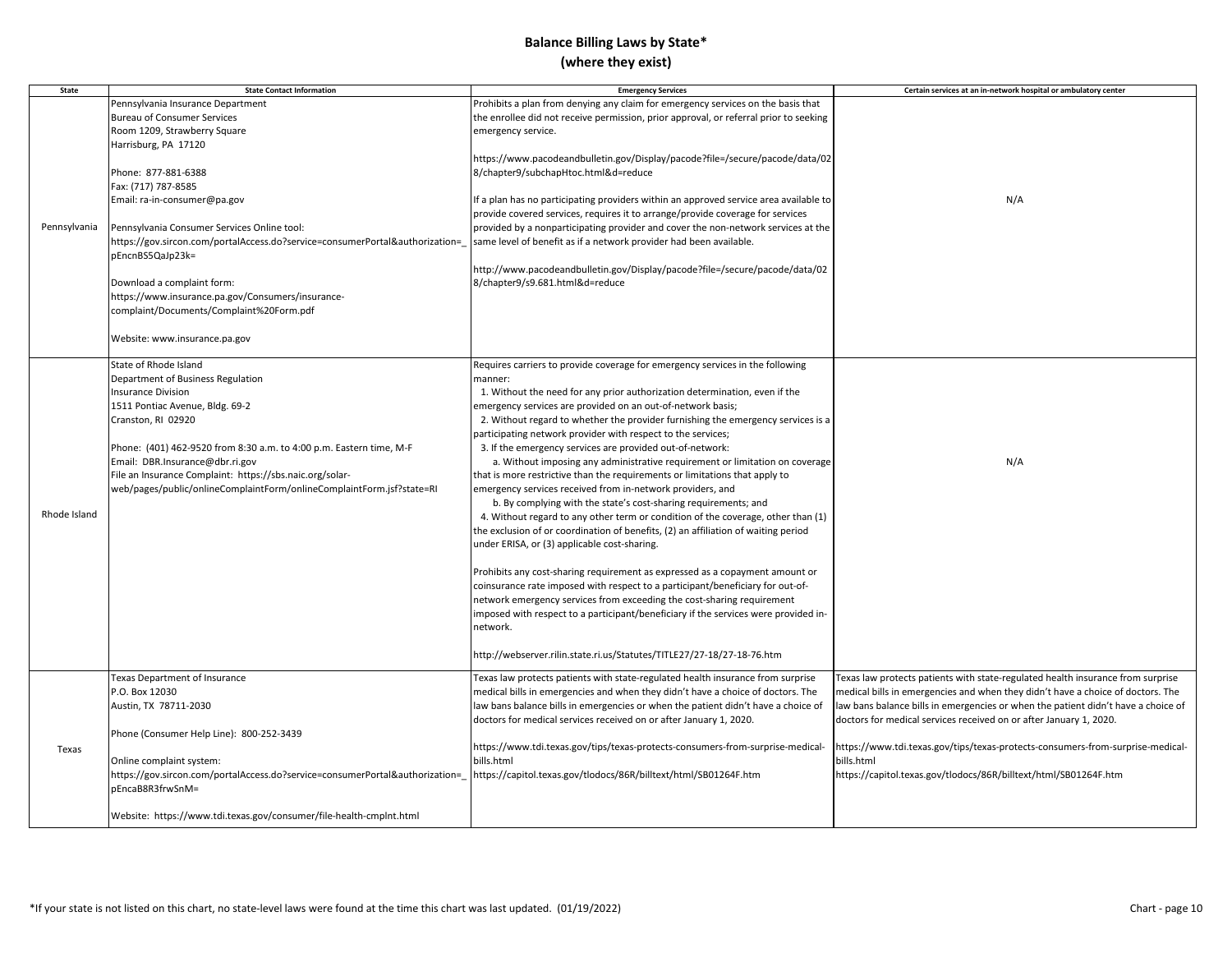# Balance Billing Laws by State*
## (where they exist)

| State | State Contact Information | Emergency Services | Certain services at an in-network hospital or ambulatory center |
|---|---|---|---|
| Pennsylvania | Pennsylvania Insurance Department<br>Bureau of Consumer Services<br>Room 1209, Strawberry Square<br>Harrisburg, PA 17120<br><br>Phone: 877-881-6388<br>Fax: (717) 787-8585<br>Email: ra-in-consumer@pa.gov<br><br>Pennsylvania Consumer Services Online tool:<br>https://gov.sircon.com/portalAccess.do?service=consumerPortal&authorization=_pEncnBS5QaJp23k=<br><br>Download a complaint form:<br>https://www.insurance.pa.gov/Consumers/insurance-complaint/Documents/Complaint%20Form.pdf<br><br>Website: www.insurance.pa.gov | Prohibits a plan from denying any claim for emergency services on the basis that the enrollee did not receive permission, prior approval, or referral prior to seeking emergency service.<br><br>https://www.pacodeandbulletin.gov/Display/pacode?file=/secure/pacode/data/028/chapter9/subchapHtoc.html&d=reduce<br><br>If a plan has no participating providers within an approved service area available to provide covered services, requires it to arrange/provide coverage for services provided by a nonparticipating provider and cover the non-network services at the same level of benefit as if a network provider had been available.<br><br>http://www.pacodeandbulletin.gov/Display/pacode?file=/secure/pacode/data/028/chapter9/s9.681.html&d=reduce | N/A |
| Rhode Island | State of Rhode Island<br>Department of Business Regulation<br>Insurance Division<br>1511 Pontiac Avenue, Bldg. 69-2<br>Cranston, RI 02920<br><br>Phone: (401) 462-9520 from 8:30 a.m. to 4:00 p.m. Eastern time, M-F<br>Email: DBR.Insurance@dbr.ri.gov<br>File an Insurance Complaint: https://sbs.naic.org/solar-web/pages/public/onlineComplaintForm/onlineComplaintForm.jsf?state=RI | Requires carriers to provide coverage for emergency services in the following manner:<br>1. Without the need for any prior authorization determination, even if the emergency services are provided on an out-of-network basis;<br>2. Without regard to whether the provider furnishing the emergency services is a participating network provider with respect to the services;<br>3. If the emergency services are provided out-of-network:<br>a. Without imposing any administrative requirement or limitation on coverage that is more restrictive than the requirements or limitations that apply to emergency services received from in-network providers, and<br>b. By complying with the state's cost-sharing requirements; and<br>4. Without regard to any other term or condition of the coverage, other than (1) the exclusion of or coordination of benefits, (2) an affiliation of waiting period under ERISA, or (3) applicable cost-sharing.<br><br>Prohibits any cost-sharing requirement as expressed as a copayment amount or coinsurance rate imposed with respect to a participant/beneficiary for out-of-network emergency services from exceeding the cost-sharing requirement imposed with respect to a participant/beneficiary if the services were provided in-network.<br><br>http://webserver.rilin.state.ri.us/Statutes/TITLE27/27-18/27-18-76.htm | N/A |
| Texas | Texas Department of Insurance<br>P.O. Box 12030<br>Austin, TX 78711-2030<br><br>Phone (Consumer Help Line): 800-252-3439<br><br>Online complaint system:<br>https://gov.sircon.com/portalAccess.do?service=consumerPortal&authorization=_pEncaB8R3frwSnM=<br><br>Website: https://www.tdi.texas.gov/consumer/file-health-cmplnt.html | Texas law protects patients with state-regulated health insurance from surprise medical bills in emergencies and when they didn't have a choice of doctors. The law bans balance bills in emergencies or when the patient didn't have a choice of doctors for medical services received on or after January 1, 2020.<br><br>https://www.tdi.texas.gov/tips/texas-protects-consumers-from-surprise-medical-bills.html<br>https://capitol.texas.gov/tlodocs/86R/billtext/html/SB01264F.htm | Texas law protects patients with state-regulated health insurance from surprise medical bills in emergencies and when they didn't have a choice of doctors. The law bans balance bills in emergencies or when the patient didn't have a choice of doctors for medical services received on or after January 1, 2020.<br><br>https://www.tdi.texas.gov/tips/texas-protects-consumers-from-surprise-medical-bills.html<br>https://capitol.texas.gov/tlodocs/86R/billtext/html/SB01264F.htm |

*If your state is not listed on this chart, no state-level laws were found at the time this chart was last updated. (01/19/2022)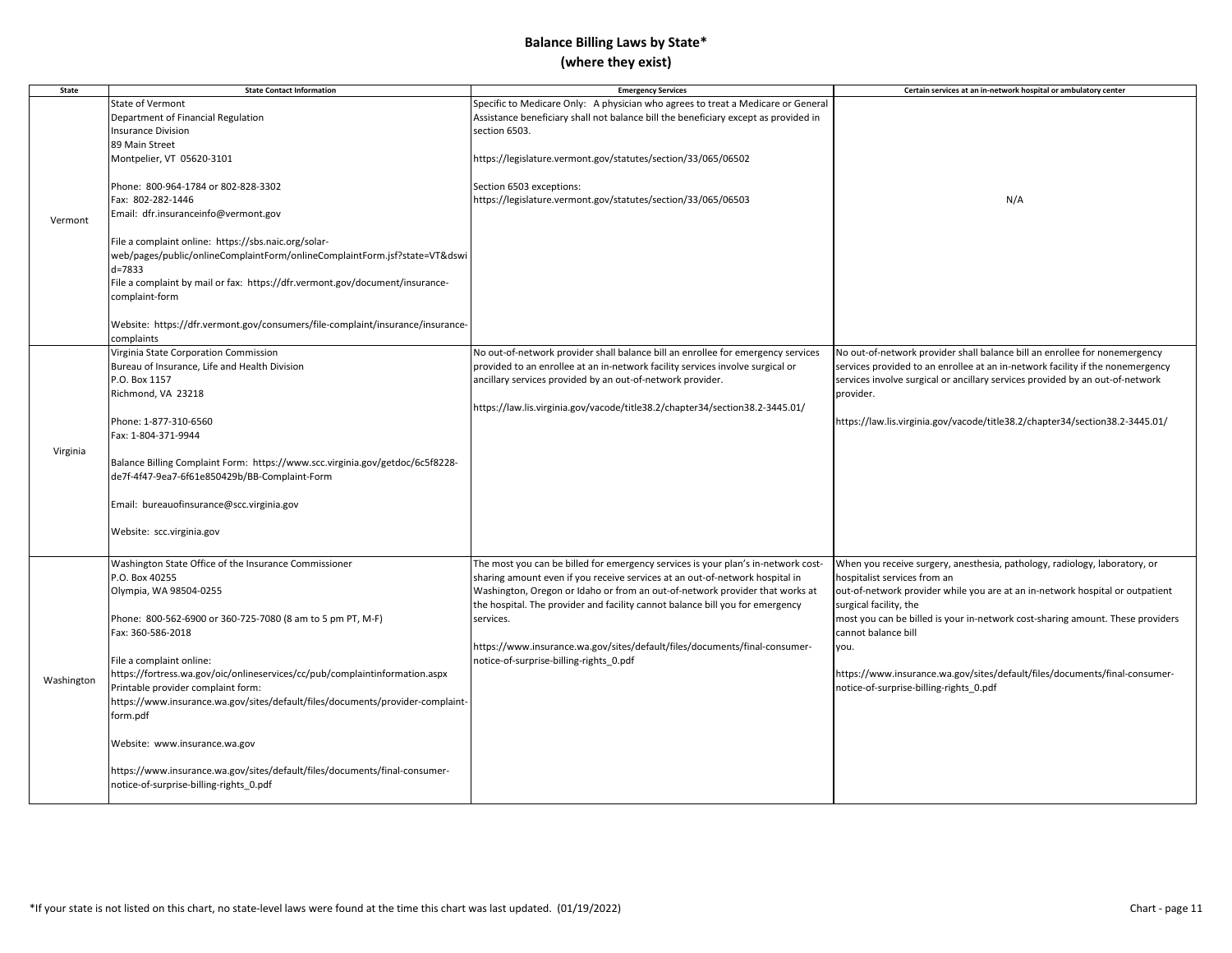# Balance Billing Laws by State*
## (where they exist)

| State | State Contact Information | Emergency Services | Certain services at an in-network hospital or ambulatory center |
|---|---|---|---|
| Vermont | State of Vermont<br>Department of Financial Regulation<br>Insurance Division<br>89 Main Street<br>Montpelier, VT 05620-3101<br><br>Phone: 800-964-1784 or 802-828-3302<br>Fax: 802-282-1446<br>Email: dfr.insuranceinfo@vermont.gov<br><br>File a complaint online: https://sbs.naic.org/solar-web/pages/public/onlineComplaintForm/onlineComplaintForm.jsf?state=VT&dswid=7833<br>File a complaint by mail or fax: https://dfr.vermont.gov/document/insurance-complaint-form<br><br>Website: https://dfr.vermont.gov/consumers/file-complaint/insurance/insurance-complaints | Specific to Medicare Only: A physician who agrees to treat a Medicare or General Assistance beneficiary shall not balance bill the beneficiary except as provided in section 6503.<br><br>https://legislature.vermont.gov/statutes/section/33/065/06502<br><br>Section 6503 exceptions:<br>https://legislature.vermont.gov/statutes/section/33/065/06503 | N/A |
| Virginia | Virginia State Corporation Commission<br>Bureau of Insurance, Life and Health Division<br>P.O. Box 1157<br>Richmond, VA 23218<br><br>Phone: 1-877-310-6560<br>Fax: 1-804-371-9944<br><br>Balance Billing Complaint Form: https://www.scc.virginia.gov/getdoc/6c5f8228-de7f-4f47-9ea7-6f61e850429b/BB-Complaint-Form<br><br>Email: bureauofinsurance@scc.virginia.gov<br><br>Website: scc.virginia.gov | No out-of-network provider shall balance bill an enrollee for emergency services provided to an enrollee at an in-network facility services involve surgical or ancillary services provided by an out-of-network provider.<br><br>https://law.lis.virginia.gov/vacode/title38.2/chapter34/section38.2-3445.01/ | No out-of-network provider shall balance bill an enrollee for nonemergency services provided to an enrollee at an in-network facility if the nonemergency services involve surgical or ancillary services provided by an out-of-network provider.<br><br>https://law.lis.virginia.gov/vacode/title38.2/chapter34/section38.2-3445.01/ |
| Washington | Washington State Office of the Insurance Commissioner<br>P.O. Box 40255<br>Olympia, WA 98504-0255<br><br>Phone: 800-562-6900 or 360-725-7080 (8 am to 5 pm PT, M-F)<br>Fax: 360-586-2018<br><br>File a complaint online:<br>https://fortress.wa.gov/oic/onlineservices/cc/pub/complaintinformation.aspx<br>Printable provider complaint form:<br>https://www.insurance.wa.gov/sites/default/files/documents/provider-complaint-form.pdf<br><br>Website: www.insurance.wa.gov<br><br>https://www.insurance.wa.gov/sites/default/files/documents/final-consumer-notice-of-surprise-billing-rights_0.pdf | The most you can be billed for emergency services is your plan's in-network cost-sharing amount even if you receive services at an out-of-network hospital in Washington, Oregon or Idaho or from an out-of-network provider that works at the hospital. The provider and facility cannot balance bill you for emergency services.<br><br>https://www.insurance.wa.gov/sites/default/files/documents/final-consumer-notice-of-surprise-billing-rights_0.pdf | When you receive surgery, anesthesia, pathology, radiology, laboratory, or hospitalist services from an out-of-network provider while you are at an in-network hospital or outpatient surgical facility, the most you can be billed is your in-network cost-sharing amount. These providers cannot balance bill you.<br><br>https://www.insurance.wa.gov/sites/default/files/documents/final-consumer-notice-of-surprise-billing-rights_0.pdf |

*If your state is not listed on this chart, no state-level laws were found at the time this chart was last updated. (01/19/2022)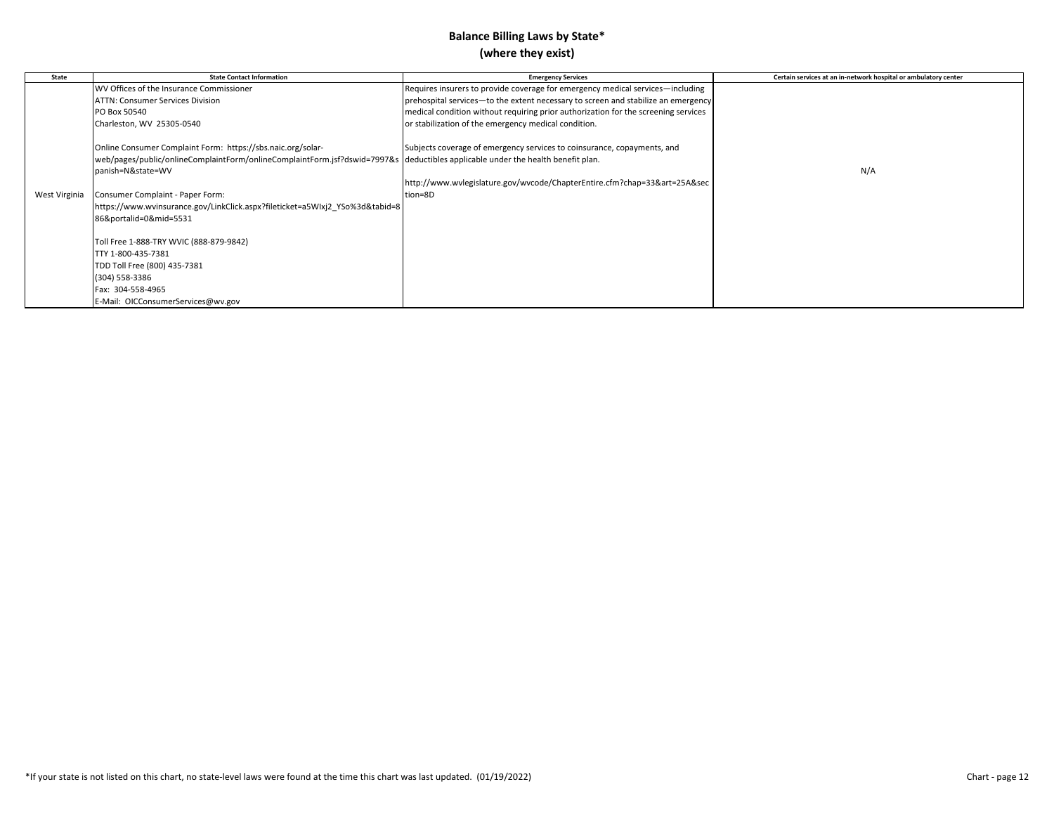**Balance Billing Laws by State***
**(where they exist)**

| State | State Contact Information | Emergency Services | Certain services at an in-network hospital or ambulatory center |
|---|---|---|---|
| West Virginia | WV Offices of the Insurance Commissioner<br>ATTN: Consumer Services Division<br>PO Box 50540<br>Charleston, WV 25305-0540<br><br>Online Consumer Complaint Form: https://sbs.naic.org/solar-web/pages/public/onlineComplaintForm/onlineComplaintForm.jsf?dswid=7997&spanish=N&state=WV<br><br>Consumer Complaint - Paper Form: https://www.wvinsurance.gov/LinkClick.aspx?fileticket=a5WIxj2_YSo%3d&tabid=886&portalid=0&mid=5531<br><br>Toll Free 1-888-TRY WVIC (888-879-9842)<br>TTY 1-800-435-7381<br>TDD Toll Free (800) 435-7381<br>(304) 558-3386<br>Fax: 304-558-4965<br>E-Mail: OICConsumerServices@wv.gov | Requires insurers to provide coverage for emergency medical services—including prehospital services—to the extent necessary to screen and stabilize an emergency medical condition without requiring prior authorization for the screening services or stabilization of the emergency medical condition.<br><br>Subjects coverage of emergency services to coinsurance, copayments, and deductibles applicable under the health benefit plan.<br><br>http://www.wvlegislature.gov/wvcode/ChapterEntire.cfm?chap=33&art=25A&section=8D | N/A |

*If your state is not listed on this chart, no state-level laws were found at the time this chart was last updated. (01/19/2022)